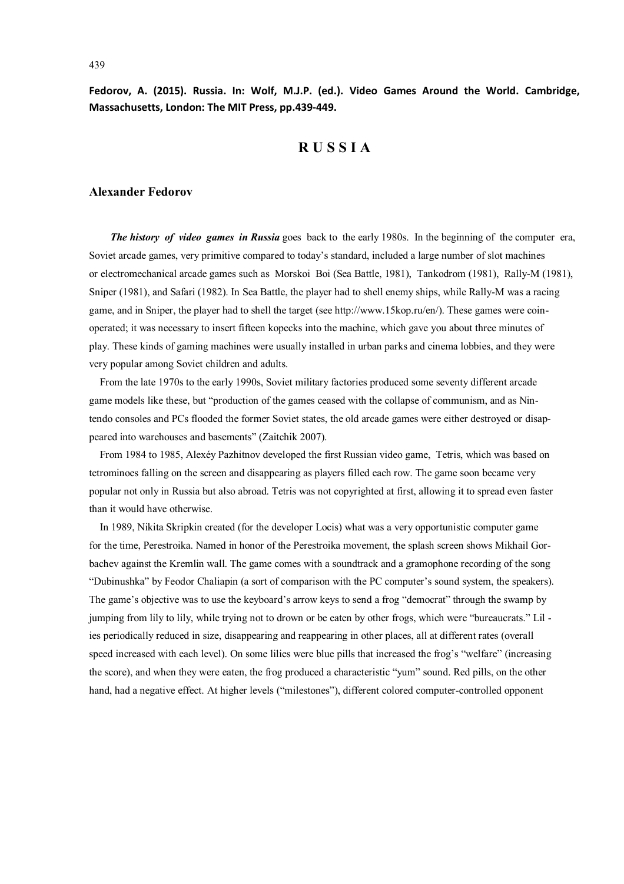**Fedorov, A. (2015). Russia. In: Wolf, M.J.P. (ed.). Video Games Around the World. Cambridge, Massachusetts, London: The MIT Press, pp.439-449.**

# RUSSIA

## Alexander Fedorov

***The history of video games in Russia*** goes back to the early 1980s. In the beginning of the computer era, Soviet arcade games, very primitive compared to today's standard, included a large number of slot machines or electromechanical arcade games such as Morskoi Boi (Sea Battle, 1981), Tankodrom (1981), Rally-M (1981), Sniper (1981), and Safari (1982). In Sea Battle, the player had to shell enemy ships, while Rally-M was a racing game, and in Sniper, the player had to shell the target (see http://www.15kop.ru/en/). These games were coin-operated; it was necessary to insert fifteen kopecks into the machine, which gave you about three minutes of play. These kinds of gaming machines were usually installed in urban parks and cinema lobbies, and they were very popular among Soviet children and adults.

From the late 1970s to the early 1990s, Soviet military factories produced some seventy different arcade game models like these, but "production of the games ceased with the collapse of communism, and as Nintendo consoles and PCs flooded the former Soviet states, the old arcade games were either destroyed or disappeared into warehouses and basements" (Zaitchik 2007).

From 1984 to 1985, Alexéy Pazhitnov developed the first Russian video game, Tetris, which was based on tetrominoes falling on the screen and disappearing as players filled each row. The game soon became very popular not only in Russia but also abroad. Tetris was not copyrighted at first, allowing it to spread even faster than it would have otherwise.

In 1989, Nikita Skripkin created (for the developer Locis) what was a very opportunistic computer game for the time, Perestroika. Named in honor of the Perestroika movement, the splash screen shows Mikhail Gorbachev against the Kremlin wall. The game comes with a soundtrack and a gramophone recording of the song "Dubinushka" by Feodor Chaliapin (a sort of comparison with the PC computer's sound system, the speakers). The game's objective was to use the keyboard's arrow keys to send a frog "democrat" through the swamp by jumping from lily to lily, while trying not to drown or be eaten by other frogs, which were "bureaucrats." Lilies periodically reduced in size, disappearing and reappearing in other places, all at different rates (overall speed increased with each level). On some lilies were blue pills that increased the frog's "welfare" (increasing the score), and when they were eaten, the frog produced a characteristic "yum" sound. Red pills, on the other hand, had a negative effect. At higher levels ("milestones"), different colored computer-controlled opponent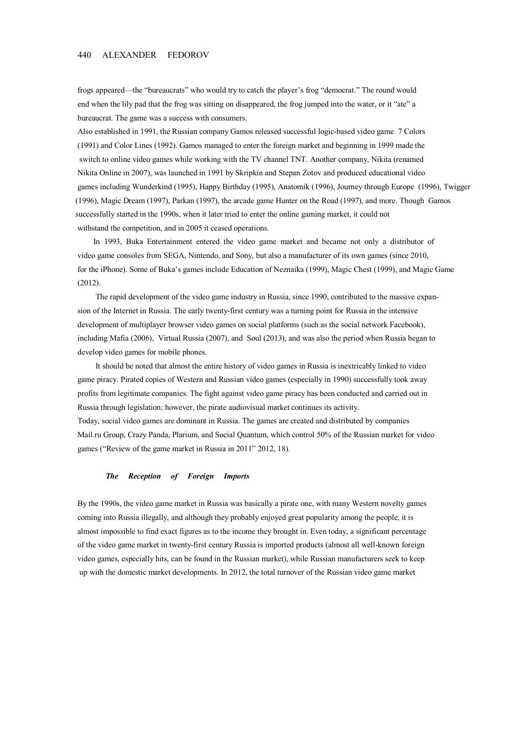frogs appeared—the "bureaucrats" who would try to catch the player's frog "democrat." The round would end when the lily pad that the frog was sitting on disappeared, the frog jumped into the water, or it "ate" a bureaucrat. The game was a success with consumers.

Also established in 1991, the Russian company Gamos released successful logic-based video game 7 Colors (1991) and Color Lines (1992). Gamos managed to enter the foreign market and beginning in 1999 made the switch to online video games while working with the TV channel TNT. Another company, Nikita (renamed Nikita Online in 2007), was launched in 1991 by Skripkin and Stepan Zotov and produced educational video games including Wunderkind (1995), Happy Birthday (1995), Anatomik (1996), Journey through Europe (1996), Twigger (1996), Magic Dream (1997), Parkan (1997), the arcade game Hunter on the Road (1997), and more. Though Gamos successfully started in the 1990s, when it later tried to enter the online gaming market, it could not withstand the competition, and in 2005 it ceased operations.

In 1993, Buka Entertainment entered the video game market and became not only a distributor of video game consoles from SEGA, Nintendo, and Sony, but also a manufacturer of its own games (since 2010, for the iPhone). Some of Buka's games include Education of Neznaika (1999), Magic Chest (1999), and Magic Game (2012).

The rapid development of the video game industry in Russia, since 1990, contributed to the massive expansion of the Internet in Russia. The early twenty-first century was a turning point for Russia in the intensive development of multiplayer browser video games on social platforms (such as the social network Facebook), including Mafia (2006), Virtual Russia (2007), and Soul (2013), and was also the period when Russia began to develop video games for mobile phones.

It should be noted that almost the entire history of video games in Russia is inextricably linked to video game piracy. Pirated copies of Western and Russian video games (especially in 1990) successfully took away profits from legitimate companies. The fight against video game piracy has been conducted and carried out in Russia through legislation; however, the pirate audiovisual market continues its activity.

Today, social video games are dominant in Russia. The games are created and distributed by companies Mail.ru Group, Crazy Panda, Plarium, and Social Quantum, which control 50% of the Russian market for video games ("Review of the game market in Russia in 2011" 2012, 18).

### *The Reception of Foreign Imports*

By the 1990s, the video game market in Russia was basically a pirate one, with many Western novelty games coming into Russia illegally, and although they probably enjoyed great popularity among the people, it is almost impossible to find exact figures as to the income they brought in. Even today, a significant percentage of the video game market in twenty-first century Russia is imported products (almost all well-known foreign video games, especially hits, can be found in the Russian market), while Russian manufacturers seek to keep up with the domestic market developments. In 2012, the total turnover of the Russian video game market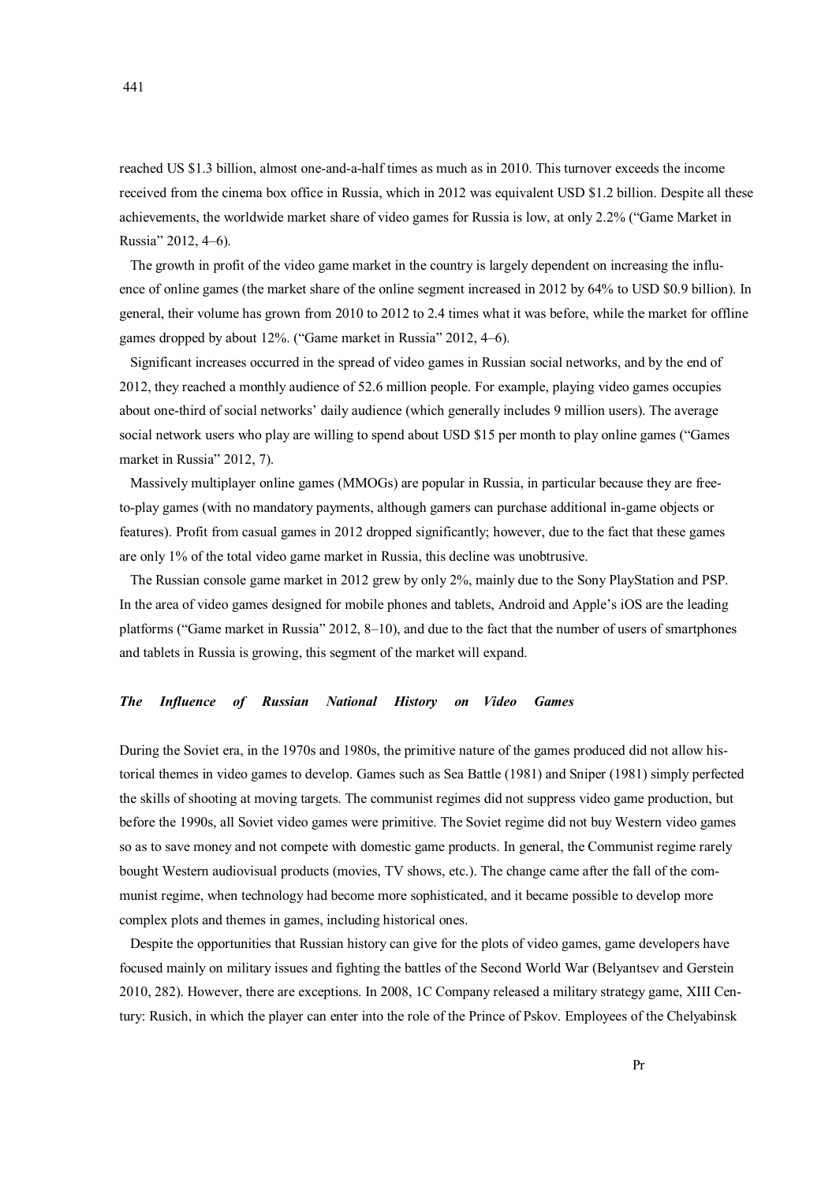reached US $1.3 billion, almost one-and-a-half times as much as in 2010. This turnover exceeds the income received from the cinema box office in Russia, which in 2012 was equivalent USD $1.2 billion. Despite all these achievements, the worldwide market share of video games for Russia is low, at only 2.2% ("Game Market in Russia" 2012, 4–6).

The growth in profit of the video game market in the country is largely dependent on increasing the influence of online games (the market share of the online segment increased in 2012 by 64% to USD $0.9 billion). In general, their volume has grown from 2010 to 2012 to 2.4 times what it was before, while the market for offline games dropped by about 12%. ("Game market in Russia" 2012, 4–6).

Significant increases occurred in the spread of video games in Russian social networks, and by the end of 2012, they reached a monthly audience of 52.6 million people. For example, playing video games occupies about one-third of social networks' daily audience (which generally includes 9 million users). The average social network users who play are willing to spend about USD $15 per month to play online games ("Games market in Russia" 2012, 7).

Massively multiplayer online games (MMOGs) are popular in Russia, in particular because they are free-to-play games (with no mandatory payments, although gamers can purchase additional in-game objects or features). Profit from casual games in 2012 dropped significantly; however, due to the fact that these games are only 1% of the total video game market in Russia, this decline was unobtrusive.

The Russian console game market in 2012 grew by only 2%, mainly due to the Sony PlayStation and PSP. In the area of video games designed for mobile phones and tablets, Android and Apple's iOS are the leading platforms ("Game market in Russia" 2012, 8–10), and due to the fact that the number of users of smartphones and tablets in Russia is growing, this segment of the market will expand.

### *The Influence of Russian National History on Video Games*

During the Soviet era, in the 1970s and 1980s, the primitive nature of the games produced did not allow historical themes in video games to develop. Games such as Sea Battle (1981) and Sniper (1981) simply perfected the skills of shooting at moving targets. The communist regimes did not suppress video game production, but before the 1990s, all Soviet video games were primitive. The Soviet regime did not buy Western video games so as to save money and not compete with domestic game products. In general, the Communist regime rarely bought Western audiovisual products (movies, TV shows, etc.). The change came after the fall of the communist regime, when technology had become more sophisticated, and it became possible to develop more complex plots and themes in games, including historical ones.

Despite the opportunities that Russian history can give for the plots of video games, game developers have focused mainly on military issues and fighting the battles of the Second World War (Belyantsev and Gerstein 2010, 282). However, there are exceptions. In 2008, 1C Company released a military strategy game, XIII Century: Rusich, in which the player can enter into the role of the Prince of Pskov. Employees of the Chelyabinsk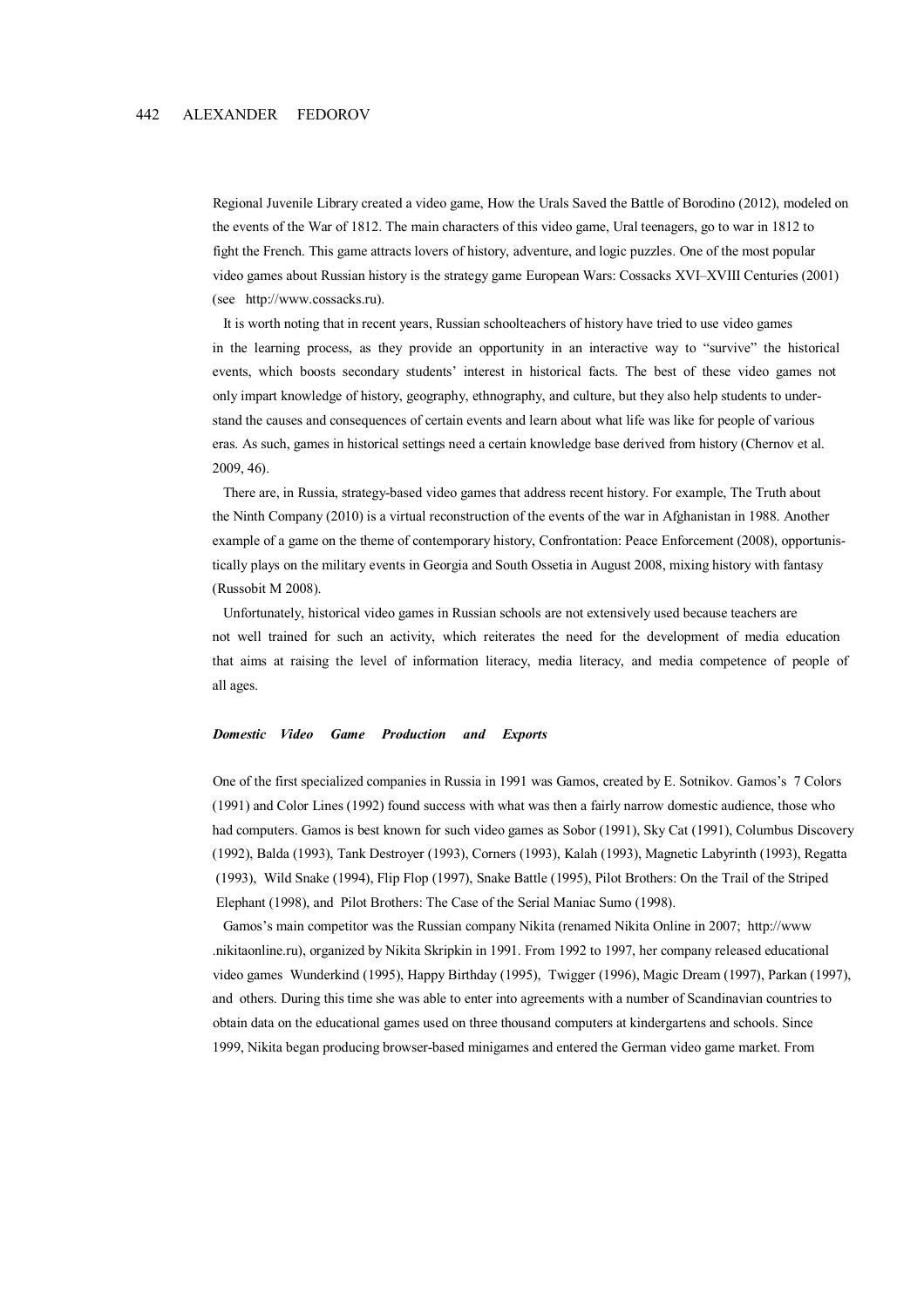Regional Juvenile Library created a video game, How the Urals Saved the Battle of Borodino (2012), modeled on the events of the War of 1812. The main characters of this video game, Ural teenagers, go to war in 1812 to fight the French. This game attracts lovers of history, adventure, and logic puzzles. One of the most popular video games about Russian history is the strategy game European Wars: Cossacks XVI–XVIII Centuries (2001) (see http://www.cossacks.ru).

It is worth noting that in recent years, Russian schoolteachers of history have tried to use video games in the learning process, as they provide an opportunity in an interactive way to "survive" the historical events, which boosts secondary students' interest in historical facts. The best of these video games not only impart knowledge of history, geography, ethnography, and culture, but they also help students to understand the causes and consequences of certain events and learn about what life was like for people of various eras. As such, games in historical settings need a certain knowledge base derived from history (Chernov et al. 2009, 46).

There are, in Russia, strategy-based video games that address recent history. For example, The Truth about the Ninth Company (2010) is a virtual reconstruction of the events of the war in Afghanistan in 1988. Another example of a game on the theme of contemporary history, Confrontation: Peace Enforcement (2008), opportunistically plays on the military events in Georgia and South Ossetia in August 2008, mixing history with fantasy (Russobit M 2008).

Unfortunately, historical video games in Russian schools are not extensively used because teachers are not well trained for such an activity, which reiterates the need for the development of media education that aims at raising the level of information literacy, media literacy, and media competence of people of all ages.

### *Domestic Video Game Production and Exports*

One of the first specialized companies in Russia in 1991 was Gamos, created by E. Sotnikov. Gamos's 7 Colors (1991) and Color Lines (1992) found success with what was then a fairly narrow domestic audience, those who had computers. Gamos is best known for such video games as Sobor (1991), Sky Cat (1991), Columbus Discovery (1992), Balda (1993), Tank Destroyer (1993), Corners (1993), Kalah (1993), Magnetic Labyrinth (1993), Regatta (1993), Wild Snake (1994), Flip Flop (1997), Snake Battle (1995), Pilot Brothers: On the Trail of the Striped Elephant (1998), and Pilot Brothers: The Case of the Serial Maniac Sumo (1998).

Gamos's main competitor was the Russian company Nikita (renamed Nikita Online in 2007; http://www.nikitaonline.ru), organized by Nikita Skripkin in 1991. From 1992 to 1997, her company released educational video games Wunderkind (1995), Happy Birthday (1995), Twigger (1996), Magic Dream (1997), Parkan (1997), and others. During this time she was able to enter into agreements with a number of Scandinavian countries to obtain data on the educational games used on three thousand computers at kindergartens and schools. Since 1999, Nikita began producing browser-based minigames and entered the German video game market. From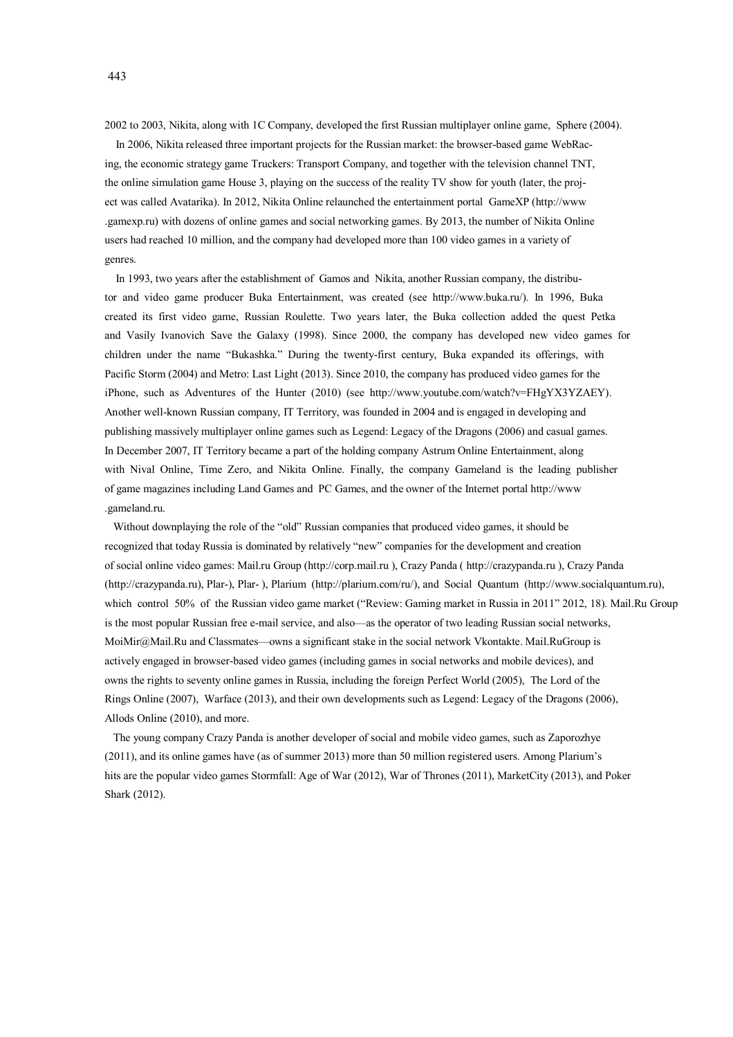2002 to 2003, Nikita, along with 1C Company, developed the first Russian multiplayer online game, Sphere (2004).

In 2006, Nikita released three important projects for the Russian market: the browser-based game WebRacing, the economic strategy game Truckers: Transport Company, and together with the television channel TNT, the online simulation game House 3, playing on the success of the reality TV show for youth (later, the project was called Avatarika). In 2012, Nikita Online relaunched the entertainment portal GameXP (http://www.gamexp.ru) with dozens of online games and social networking games. By 2013, the number of Nikita Online users had reached 10 million, and the company had developed more than 100 video games in a variety of genres.

In 1993, two years after the establishment of Gamos and Nikita, another Russian company, the distributor and video game producer Buka Entertainment, was created (see http://www.buka.ru/). In 1996, Buka created its first video game, Russian Roulette. Two years later, the Buka collection added the quest Petka and Vasily Ivanovich Save the Galaxy (1998). Since 2000, the company has developed new video games for children under the name "Bukashka." During the twenty-first century, Buka expanded its offerings, with Pacific Storm (2004) and Metro: Last Light (2013). Since 2010, the company has produced video games for the iPhone, such as Adventures of the Hunter (2010) (see http://www.youtube.com/watch?v=FHgYX3YZAEY). Another well-known Russian company, IT Territory, was founded in 2004 and is engaged in developing and publishing massively multiplayer online games such as Legend: Legacy of the Dragons (2006) and casual games. In December 2007, IT Territory became a part of the holding company Astrum Online Entertainment, along with Nival Online, Time Zero, and Nikita Online. Finally, the company Gameland is the leading publisher of game magazines including Land Games and PC Games, and the owner of the Internet portal http://www.gameland.ru.

Without downplaying the role of the "old" Russian companies that produced video games, it should be recognized that today Russia is dominated by relatively "new" companies for the development and creation of social online video games: Mail.ru Group (http://corp.mail.ru ), Crazy Panda ( http://crazypanda.ru ), Crazy Panda (http://crazypanda.ru), Plar-), Plar- ), Plarium (http://plarium.com/ru/), and Social Quantum (http://www.socialquantum.ru), which control 50% of the Russian video game market ("Review: Gaming market in Russia in 2011" 2012, 18). Mail.Ru Group is the most popular Russian free e-mail service, and also—as the operator of two leading Russian social networks, MoiMir@Mail.Ru and Classmates—owns a significant stake in the social network Vkontakte. Mail.RuGroup is actively engaged in browser-based video games (including games in social networks and mobile devices), and owns the rights to seventy online games in Russia, including the foreign Perfect World (2005), The Lord of the Rings Online (2007), Warface (2013), and their own developments such as Legend: Legacy of the Dragons (2006), Allods Online (2010), and more.

The young company Crazy Panda is another developer of social and mobile video games, such as Zaporozhye (2011), and its online games have (as of summer 2013) more than 50 million registered users. Among Plarium's hits are the popular video games Stormfall: Age of War (2012), War of Thrones (2011), MarketCity (2013), and Poker Shark (2012).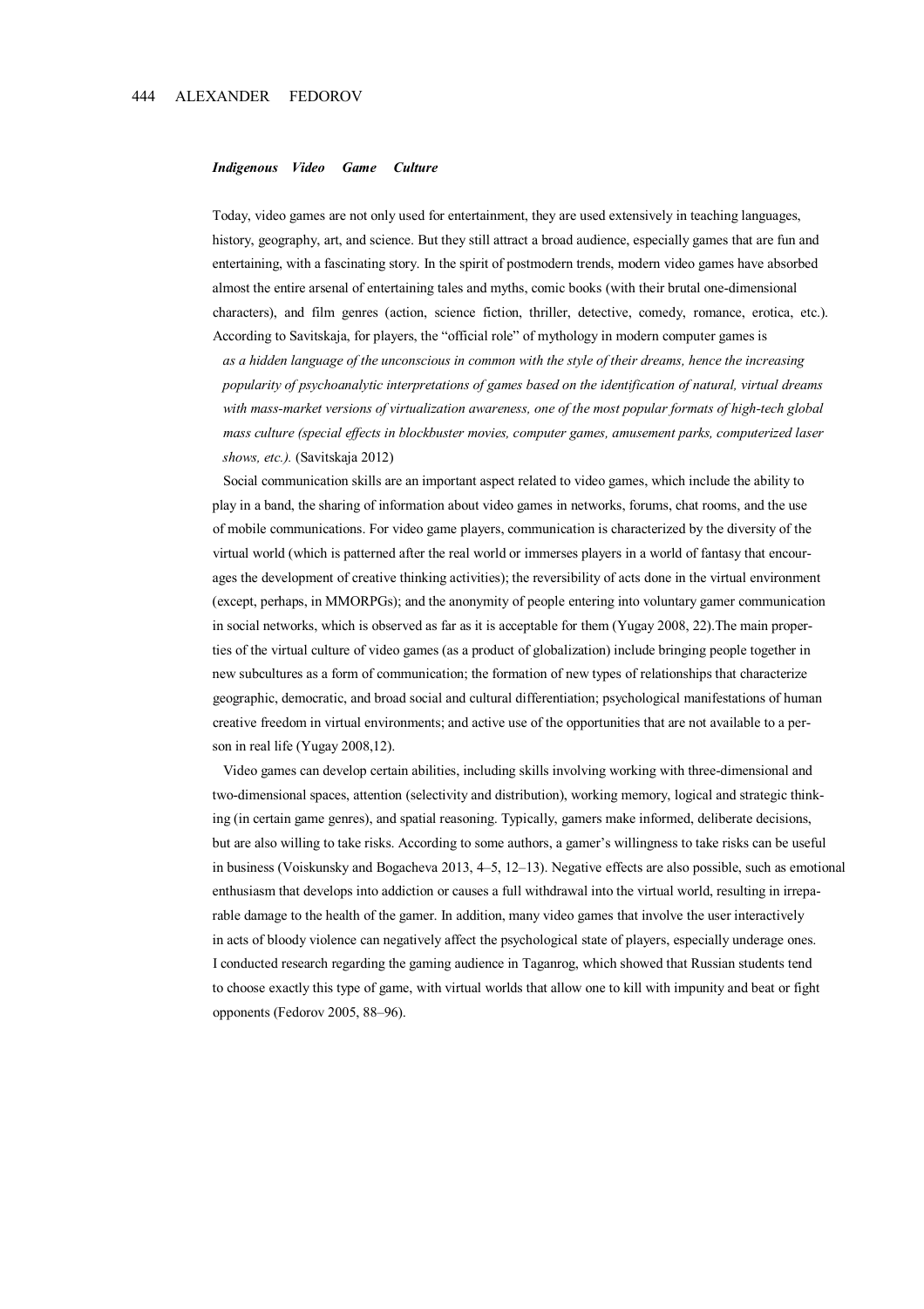### *Indigenous Video Game Culture*

Today, video games are not only used for entertainment, they are used extensively in teaching languages, history, geography, art, and science. But they still attract a broad audience, especially games that are fun and entertaining, with a fascinating story. In the spirit of postmodern trends, modern video games have absorbed almost the entire arsenal of entertaining tales and myths, comic books (with their brutal one-dimensional characters), and film genres (action, science fiction, thriller, detective, comedy, romance, erotica, etc.). According to Savitskaja, for players, the "official role" of mythology in modern computer games is

> *as a hidden language of the unconscious in common with the style of their dreams, hence the increasing popularity of psychoanalytic interpretations of games based on the identification of natural, virtual dreams with mass-market versions of virtualization awareness, one of the most popular formats of high-tech global mass culture (special effects in blockbuster movies, computer games, amusement parks, computerized laser shows, etc.).* (Savitskaja 2012)

Social communication skills are an important aspect related to video games, which include the ability to play in a band, the sharing of information about video games in networks, forums, chat rooms, and the use of mobile communications. For video game players, communication is characterized by the diversity of the virtual world (which is patterned after the real world or immerses players in a world of fantasy that encourages the development of creative thinking activities); the reversibility of acts done in the virtual environment (except, perhaps, in MMORPGs); and the anonymity of people entering into voluntary gamer communication in social networks, which is observed as far as it is acceptable for them (Yugay 2008, 22).The main properties of the virtual culture of video games (as a product of globalization) include bringing people together in new subcultures as a form of communication; the formation of new types of relationships that characterize geographic, democratic, and broad social and cultural differentiation; psychological manifestations of human creative freedom in virtual environments; and active use of the opportunities that are not available to a person in real life (Yugay 2008,12).

Video games can develop certain abilities, including skills involving working with three-dimensional and two-dimensional spaces, attention (selectivity and distribution), working memory, logical and strategic thinking (in certain game genres), and spatial reasoning. Typically, gamers make informed, deliberate decisions, but are also willing to take risks. According to some authors, a gamer's willingness to take risks can be useful in business (Voiskunsky and Bogacheva 2013, 4–5, 12–13). Negative effects are also possible, such as emotional enthusiasm that develops into addiction or causes a full withdrawal into the virtual world, resulting in irreparable damage to the health of the gamer. In addition, many video games that involve the user interactively in acts of bloody violence can negatively affect the psychological state of players, especially underage ones. I conducted research regarding the gaming audience in Taganrog, which showed that Russian students tend to choose exactly this type of game, with virtual worlds that allow one to kill with impunity and beat or fight opponents (Fedorov 2005, 88–96).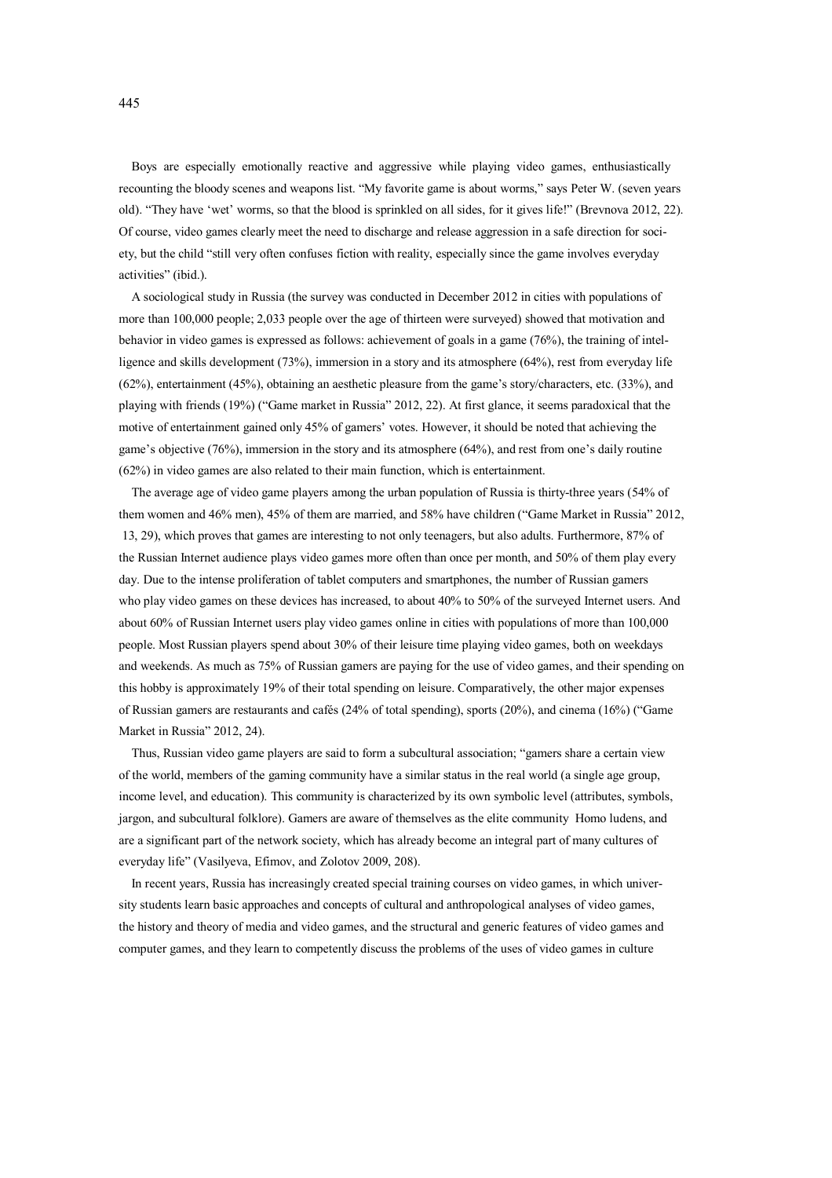Boys are especially emotionally reactive and aggressive while playing video games, enthusiastically recounting the bloody scenes and weapons list. "My favorite game is about worms," says Peter W. (seven years old). "They have 'wet' worms, so that the blood is sprinkled on all sides, for it gives life!" (Brevnova 2012, 22). Of course, video games clearly meet the need to discharge and release aggression in a safe direction for society, but the child "still very often confuses fiction with reality, especially since the game involves everyday activities" (ibid.).

A sociological study in Russia (the survey was conducted in December 2012 in cities with populations of more than 100,000 people; 2,033 people over the age of thirteen were surveyed) showed that motivation and behavior in video games is expressed as follows: achievement of goals in a game (76%), the training of intelligence and skills development (73%), immersion in a story and its atmosphere (64%), rest from everyday life (62%), entertainment (45%), obtaining an aesthetic pleasure from the game's story/characters, etc. (33%), and playing with friends (19%) ("Game market in Russia" 2012, 22). At first glance, it seems paradoxical that the motive of entertainment gained only 45% of gamers' votes. However, it should be noted that achieving the game's objective (76%), immersion in the story and its atmosphere (64%), and rest from one's daily routine (62%) in video games are also related to their main function, which is entertainment.

The average age of video game players among the urban population of Russia is thirty-three years (54% of them women and 46% men), 45% of them are married, and 58% have children ("Game Market in Russia" 2012, 13, 29), which proves that games are interesting to not only teenagers, but also adults. Furthermore, 87% of the Russian Internet audience plays video games more often than once per month, and 50% of them play every day. Due to the intense proliferation of tablet computers and smartphones, the number of Russian gamers who play video games on these devices has increased, to about 40% to 50% of the surveyed Internet users. And about 60% of Russian Internet users play video games online in cities with populations of more than 100,000 people. Most Russian players spend about 30% of their leisure time playing video games, both on weekdays and weekends. As much as 75% of Russian gamers are paying for the use of video games, and their spending on this hobby is approximately 19% of their total spending on leisure. Comparatively, the other major expenses of Russian gamers are restaurants and cafés (24% of total spending), sports (20%), and cinema (16%) ("Game Market in Russia" 2012, 24).

Thus, Russian video game players are said to form a subcultural association; "gamers share a certain view of the world, members of the gaming community have a similar status in the real world (a single age group, income level, and education). This community is characterized by its own symbolic level (attributes, symbols, jargon, and subcultural folklore). Gamers are aware of themselves as the elite community Homo ludens, and are a significant part of the network society, which has already become an integral part of many cultures of everyday life" (Vasilyeva, Efimov, and Zolotov 2009, 208).

In recent years, Russia has increasingly created special training courses on video games, in which university students learn basic approaches and concepts of cultural and anthropological analyses of video games, the history and theory of media and video games, and the structural and generic features of video games and computer games, and they learn to competently discuss the problems of the uses of video games in culture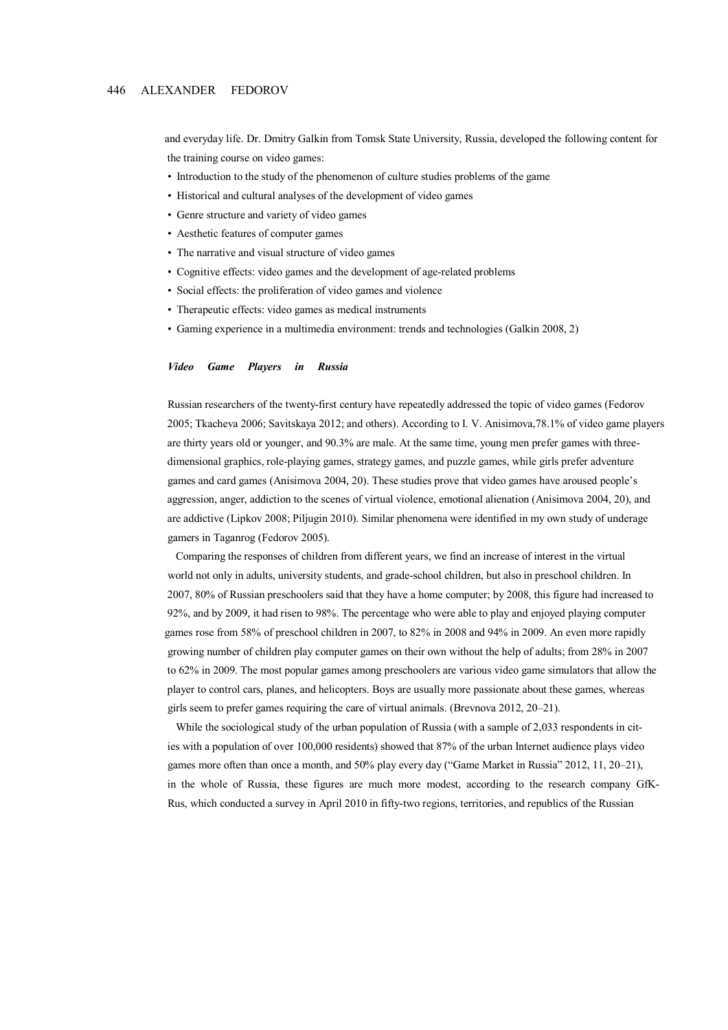and everyday life. Dr. Dmitry Galkin from Tomsk State University, Russia, developed the following content for the training course on video games:

- Introduction to the study of the phenomenon of culture studies problems of the game
- Historical and cultural analyses of the development of video games
- Genre structure and variety of video games
- Aesthetic features of computer games
- The narrative and visual structure of video games
- Cognitive effects: video games and the development of age-related problems
- Social effects: the proliferation of video games and violence
- Therapeutic effects: video games as medical instruments
- Gaming experience in a multimedia environment: trends and technologies (Galkin 2008, 2)

### *Video Game Players in Russia*

Russian researchers of the twenty-first century have repeatedly addressed the topic of video games (Fedorov 2005; Tkacheva 2006; Savitskaya 2012; and others). According to I. V. Anisimova,78.1% of video game players are thirty years old or younger, and 90.3% are male. At the same time, young men prefer games with three-dimensional graphics, role-playing games, strategy games, and puzzle games, while girls prefer adventure games and card games (Anisimova 2004, 20). These studies prove that video games have aroused people's aggression, anger, addiction to the scenes of virtual violence, emotional alienation (Anisimova 2004, 20), and are addictive (Lipkov 2008; Piljugin 2010). Similar phenomena were identified in my own study of underage gamers in Taganrog (Fedorov 2005).

Comparing the responses of children from different years, we find an increase of interest in the virtual world not only in adults, university students, and grade-school children, but also in preschool children. In 2007, 80% of Russian preschoolers said that they have a home computer; by 2008, this figure had increased to 92%, and by 2009, it had risen to 98%. The percentage who were able to play and enjoyed playing computer games rose from 58% of preschool children in 2007, to 82% in 2008 and 94% in 2009. An even more rapidly growing number of children play computer games on their own without the help of adults; from 28% in 2007 to 62% in 2009. The most popular games among preschoolers are various video game simulators that allow the player to control cars, planes, and helicopters. Boys are usually more passionate about these games, whereas girls seem to prefer games requiring the care of virtual animals. (Brevnova 2012, 20–21).

While the sociological study of the urban population of Russia (with a sample of 2,033 respondents in cities with a population of over 100,000 residents) showed that 87% of the urban Internet audience plays video games more often than once a month, and 50% play every day ("Game Market in Russia" 2012, 11, 20–21), in the whole of Russia, these figures are much more modest, according to the research company GfK-Rus, which conducted a survey in April 2010 in fifty-two regions, territories, and republics of the Russian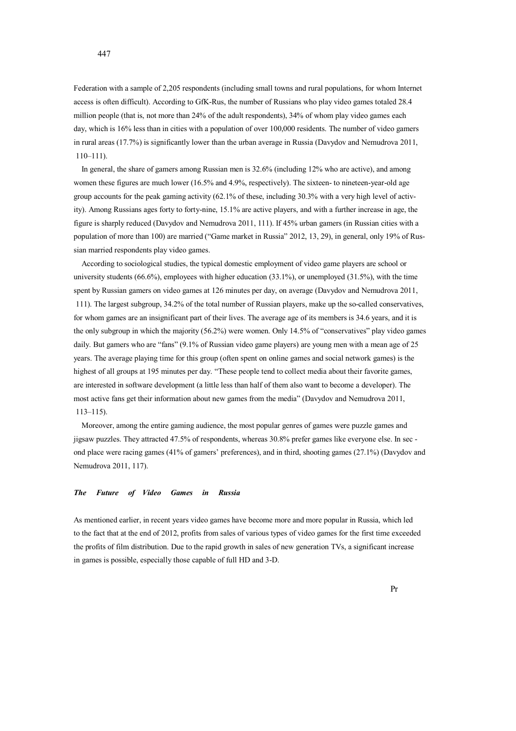Federation with a sample of 2,205 respondents (including small towns and rural populations, for whom Internet access is often difficult). According to GfK-Rus, the number of Russians who play video games totaled 28.4 million people (that is, not more than 24% of the adult respondents), 34% of whom play video games each day, which is 16% less than in cities with a population of over 100,000 residents. The number of video gamers in rural areas (17.7%) is significantly lower than the urban average in Russia (Davydov and Nemudrova 2011, 110–111).

In general, the share of gamers among Russian men is 32.6% (including 12% who are active), and among women these figures are much lower (16.5% and 4.9%, respectively). The sixteen- to nineteen-year-old age group accounts for the peak gaming activity (62.1% of these, including 30.3% with a very high level of activity). Among Russians ages forty to forty-nine, 15.1% are active players, and with a further increase in age, the figure is sharply reduced (Davydov and Nemudrova 2011, 111). If 45% urban gamers (in Russian cities with a population of more than 100) are married ("Game market in Russia" 2012, 13, 29), in general, only 19% of Russian married respondents play video games.

According to sociological studies, the typical domestic employment of video game players are school or university students (66.6%), employees with higher education (33.1%), or unemployed (31.5%), with the time spent by Russian gamers on video games at 126 minutes per day, on average (Davydov and Nemudrova 2011, 111). The largest subgroup, 34.2% of the total number of Russian players, make up the so-called conservatives, for whom games are an insignificant part of their lives. The average age of its members is 34.6 years, and it is the only subgroup in which the majority (56.2%) were women. Only 14.5% of "conservatives" play video games daily. But gamers who are "fans" (9.1% of Russian video game players) are young men with a mean age of 25 years. The average playing time for this group (often spent on online games and social network games) is the highest of all groups at 195 minutes per day. "These people tend to collect media about their favorite games, are interested in software development (a little less than half of them also want to become a developer). The most active fans get their information about new games from the media" (Davydov and Nemudrova 2011, 113–115).

Moreover, among the entire gaming audience, the most popular genres of games were puzzle games and jigsaw puzzles. They attracted 47.5% of respondents, whereas 30.8% prefer games like everyone else. In second place were racing games (41% of gamers' preferences), and in third, shooting games (27.1%) (Davydov and Nemudrova 2011, 117).

### *The Future of Video Games in Russia*

As mentioned earlier, in recent years video games have become more and more popular in Russia, which led to the fact that at the end of 2012, profits from sales of various types of video games for the first time exceeded the profits of film distribution. Due to the rapid growth in sales of new generation TVs, a significant increase in games is possible, especially those capable of full HD and 3-D.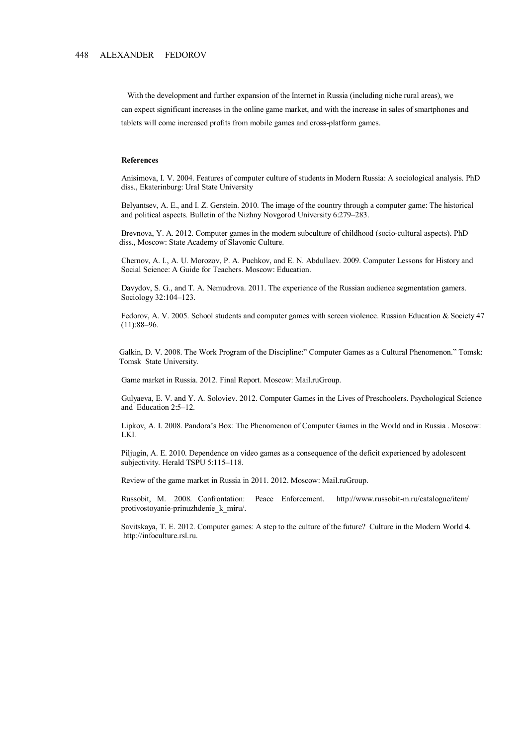With the development and further expansion of the Internet in Russia (including niche rural areas), we can expect significant increases in the online game market, and with the increase in sales of smartphones and tablets will come increased profits from mobile games and cross-platform games.

**References**

Anisimova, I. V. 2004. Features of computer culture of students in Modern Russia: A sociological analysis. PhD diss., Ekaterinburg: Ural State University

Belyantsev, A. E., and I. Z. Gerstein. 2010. The image of the country through a computer game: The historical and political aspects. Bulletin of the Nizhny Novgorod University 6:279–283.

Brevnova, Y. A. 2012. Computer games in the modern subculture of childhood (socio-cultural aspects). PhD diss., Moscow: State Academy of Slavonic Culture.

Chernov, A. I., A. U. Morozov, P. A. Puchkov, and E. N. Abdullaev. 2009. Computer Lessons for History and Social Science: A Guide for Teachers. Moscow: Education.

Davydov, S. G., and T. A. Nemudrova. 2011. The experience of the Russian audience segmentation gamers. Sociology 32:104–123.

Fedorov, A. V. 2005. School students and computer games with screen violence. Russian Education & Society 47 (11):88–96.

Galkin, D. V. 2008. The Work Program of the Discipline:" Computer Games as a Cultural Phenomenon." Tomsk: Tomsk State University.

Game market in Russia. 2012. Final Report. Moscow: Mail.ruGroup.

Gulyaeva, E. V. and Y. A. Soloviev. 2012. Computer Games in the Lives of Preschoolers. Psychological Science and Education 2:5–12.

Lipkov, A. I. 2008. Pandora's Box: The Phenomenon of Computer Games in the World and in Russia . Moscow: LKI.

Piljugin, A. E. 2010. Dependence on video games as a consequence of the deficit experienced by adolescent subjectivity. Herald TSPU 5:115–118.

Review of the game market in Russia in 2011. 2012. Moscow: Mail.ruGroup.

Russobit, M. 2008. Confrontation: Peace Enforcement. http://www.russobit-m.ru/catalogue/item/protivostoyanie-prinuzhdenie_k_miru/.

Savitskaya, T. E. 2012. Computer games: A step to the culture of the future? Culture in the Modern World 4. http://infoculture.rsl.ru.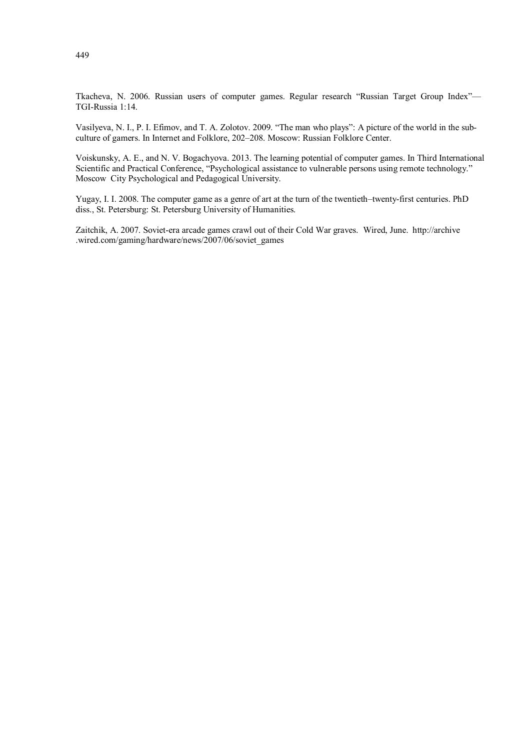Tkacheva, N. 2006. Russian users of computer games. Regular research "Russian Target Group Index"—TGI-Russia 1:14.

Vasilyeva, N. I., P. I. Efimov, and T. A. Zolotov. 2009. "The man who plays": A picture of the world in the subculture of gamers. In Internet and Folklore, 202–208. Moscow: Russian Folklore Center.

Voiskunsky, A. E., and N. V. Bogachyova. 2013. The learning potential of computer games. In Third International Scientific and Practical Conference, "Psychological assistance to vulnerable persons using remote technology." Moscow City Psychological and Pedagogical University.

Yugay, I. I. 2008. The computer game as a genre of art at the turn of the twentieth–twenty-first centuries. PhD diss., St. Petersburg: St. Petersburg University of Humanities.

Zaitchik, A. 2007. Soviet-era arcade games crawl out of their Cold War graves. Wired, June. http://archive.wired.com/gaming/hardware/news/2007/06/soviet_games